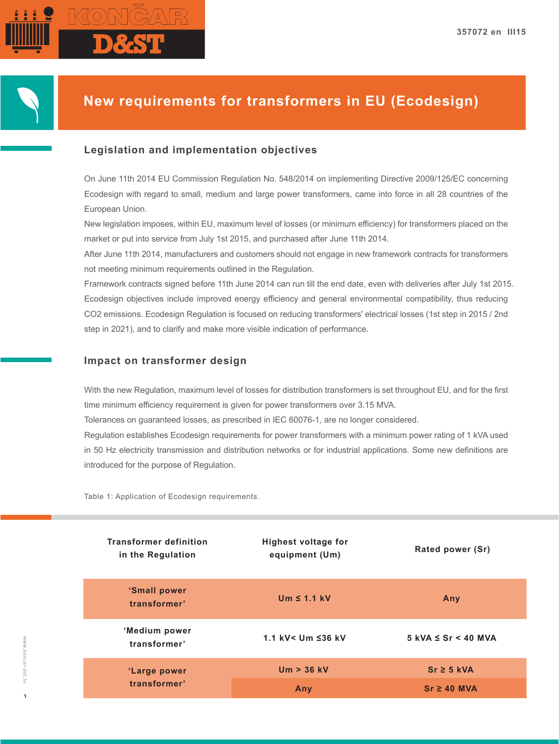# New requirements for transformers in EU (Ecodesign)

## Legislation and implementation objectives

On June 11th 2014 EU Commission Regulation No. 548/2014 on implementing Directive 2009/125/EC concerning Ecodesign with regard to small, medium and large power transformers, came into force in all 28 countries of the European Union.

New legislation imposes, within EU, maximum level of losses (or minimum efficiency) for transformers placed on the market or put into service from July 1st 2015, and purchased after June 11th 2014.

After June 11th 2014, manufacturers and customers should not engage in new framework contracts for transformers not meeting minimum requirements outlined in the Regulation.

Framework contracts signed before 11th June 2014 can run till the end date, even with deliveries after July 1st 2015.

Ecodesign objectives include improved energy efficiency and general environmental compatibility, thus reducing $CO_2$ emissions. Ecodesign Regulation is focused on reducing transformers' electrical losses (1st step in 2015 / 2nd step in 2021), and to clarify and make more visible indication of performance.

## Impact on transformer design

With the new Regulation, maximum level of losses for distribution transformers is set throughout EU, and for the first time minimum efficiency requirement is given for power transformers over 3.15 MVA.

Tolerances on guaranteed losses, as prescribed in IEC 60076-1, are no longer considered.

Regulation establishes Ecodesign requirements for power transformers with a minimum power rating of 1 kVA used in 50 Hz electricity transmission and distribution networks or for industrial applications. Some new definitions are introduced for the purpose of Regulation.

Table 1: Application of Ecodesign requirements.

| Transformer definition in the Regulation | Highest voltage for equipment (Um) | Rated power (Sr) |
|---|---|---|
| 'Small power transformer' | Um ≤ 1.1 kV | Any |
| 'Medium power transformer' | 1.1 kV< Um ≤36 kV | 5 kVA ≤ Sr < 40 MVA |
| 'Large power transformer' | Um > 36 kV | Sr ≥ 5 kVA |
| | Any | Sr ≥ 40 MVA |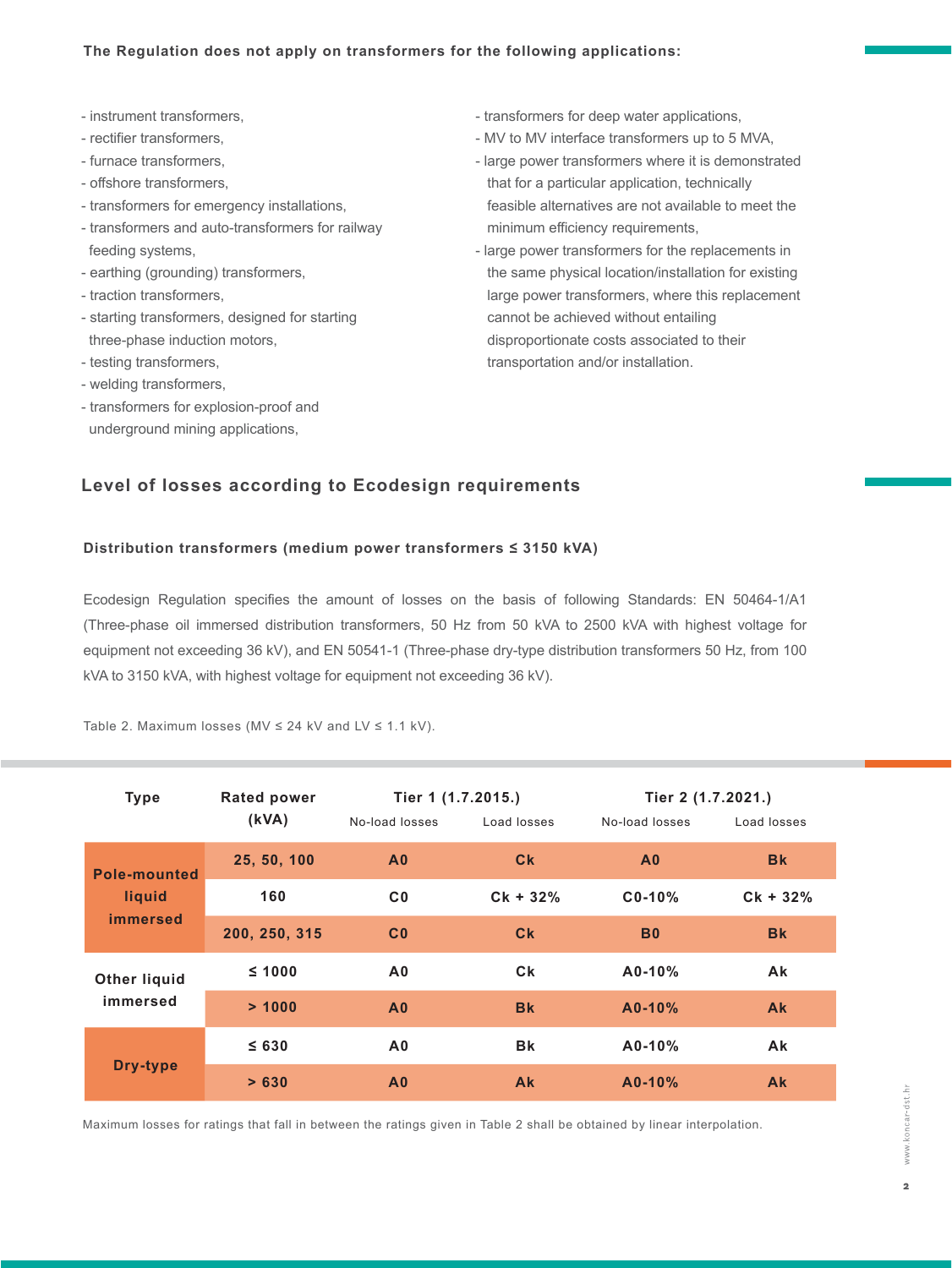**The Regulation does not apply on transformers for the following applications:**

- instrument transformers,
- rectifier transformers,
- furnace transformers,
- offshore transformers,
- transformers for emergency installations,
- transformers and auto-transformers for railway feeding systems,
- earthing (grounding) transformers,
- traction transformers,
- starting transformers, designed for starting three-phase induction motors,
- testing transformers,
- welding transformers,
- transformers for explosion-proof and underground mining applications,
- transformers for deep water applications,
- MV to MV interface transformers up to 5 MVA,
- large power transformers where it is demonstrated that for a particular application, technically feasible alternatives are not available to meet the minimum efficiency requirements,
- large power transformers for the replacements in the same physical location/installation for existing large power transformers, where this replacement cannot be achieved without entailing disproportionate costs associated to their transportation and/or installation.

## Level of losses according to Ecodesign requirements

### Distribution transformers (medium power transformers ≤ 3150 kVA)

Ecodesign Regulation specifies the amount of losses on the basis of following Standards: EN 50464-1/A1 (Three-phase oil immersed distribution transformers, 50 Hz from 50 kVA to 2500 kVA with highest voltage for equipment not exceeding 36 kV), and EN 50541-1 (Three-phase dry-type distribution transformers 50 Hz, from 100 kVA to 3150 kVA, with highest voltage for equipment not exceeding 36 kV).

Table 2. Maximum losses (MV ≤ 24 kV and LV ≤ 1.1 kV).

| Type | Rated power (kVA) | Tier 1 (1.7.2015.) | | Tier 2 (1.7.2021.) | |
|---|---|---|---|---|---|
| | | No-load losses | Load losses | No-load losses | Load losses |
| Pole-mounted liquid immersed | 25, 50, 100 | A0 | Ck | A0 | Bk |
| | 160 | C0 | Ck + 32% | C0-10% | Ck + 32% |
| | 200, 250, 315 | C0 | Ck | B0 | Bk |
| Other liquid immersed | ≤ 1000 | A0 | Ck | A0-10% | Ak |
| | > 1000 | A0 | Bk | A0-10% | Ak |
| Dry-type | ≤ 630 | A0 | Bk | A0-10% | Ak |
| | > 630 | A0 | Ak | A0-10% | Ak |

Maximum losses for ratings that fall in between the ratings given in Table 2 shall be obtained by linear interpolation.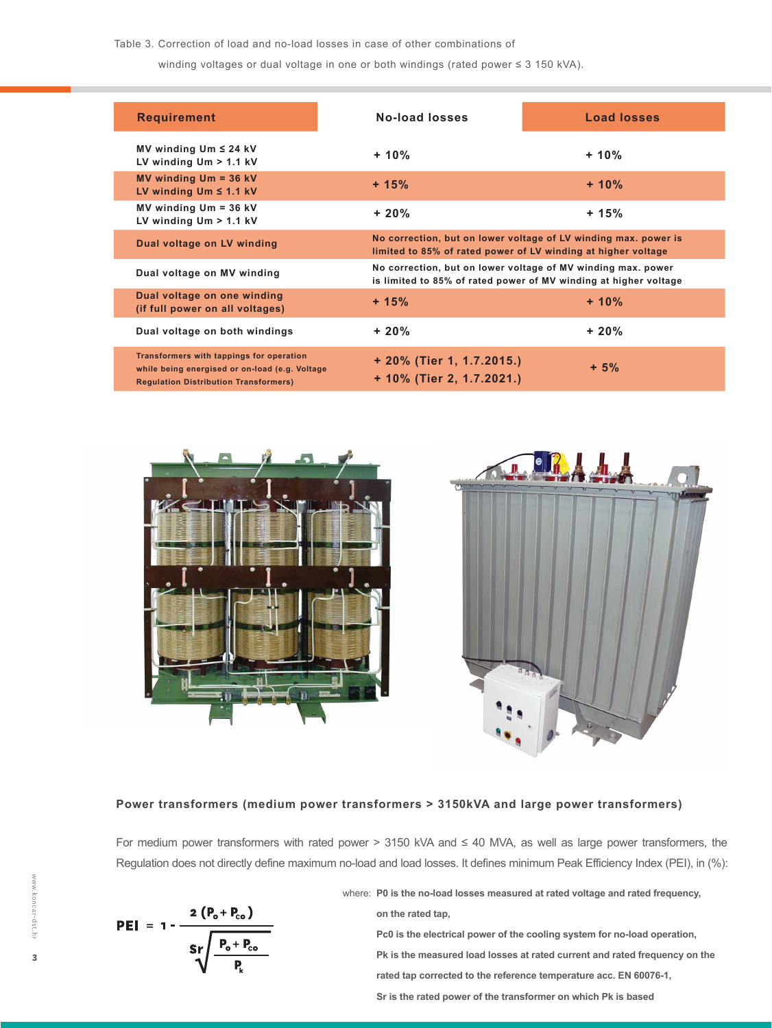Table 3. Correction of load and no-load losses in case of other combinations of winding voltages or dual voltage in one or both windings (rated power ≤ 3 150 kVA).

| Requirement | No-load losses | Load losses |
|---|---|---|
| MV winding Um ≤ 24 kV<br>LV winding Um > 1.1 kV | + 10% | + 10% |
| MV winding Um = 36 kV<br>LV winding Um ≤ 1.1 kV | + 15% | + 10% |
| MV winding Um = 36 kV<br>LV winding Um > 1.1 kV | + 20% | + 15% |
| Dual voltage on LV winding | No correction, but on lower voltage of LV winding max. power is limited to 85% of rated power of LV winding at higher voltage | |
| Dual voltage on MV winding | No correction, but on lower voltage of MV winding max. power is limited to 85% of rated power of MV winding at higher voltage | |
| Dual voltage on one winding<br>(if full power on all voltages) | + 15% | + 10% |
| Dual voltage on both windings | + 20% | + 20% |
| Transformers with tappings for operation while being energised or on-load (e.g. Voltage Regulation Distribution Transformers) | + 20% (Tier 1, 1.7.2015.)<br>+ 10% (Tier 2, 1.7.2021.) | + 5% |

## Power transformers (medium power transformers > 3150kVA and large power transformers)

For medium power transformers with rated power > 3150 kVA and ≤ 40 MVA, as well as large power transformers, the Regulation does not directly define maximum no-load and load losses. It defines minimum Peak Efficiency Index (PEI), in (%):

$$PEI = 1 - \frac{2\,(P_o + P_{co})}{Sr\sqrt{\frac{P_o + P_{co}}{P_k}}}$$

where:
- **P0 is the no-load losses measured at rated voltage and rated frequency, on the rated tap,**
- **Pc0 is the electrical power of the cooling system for no-load operation,**
- **Pk is the measured load losses at rated current and rated frequency on the rated tap corrected to the reference temperature acc. EN 60076-1,**
- **Sr is the rated power of the transformer on which Pk is based**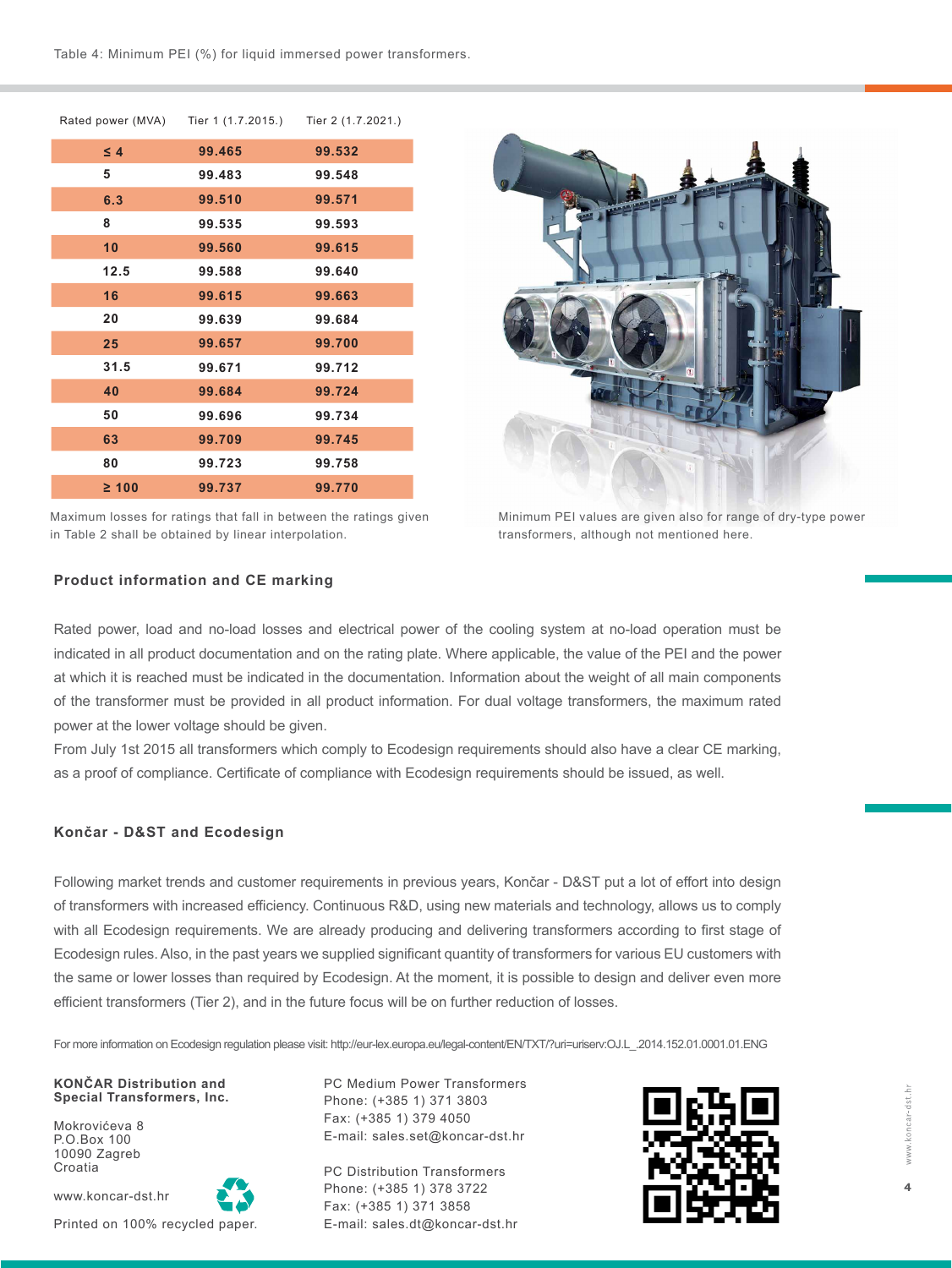Table 4: Minimum PEI (%) for liquid immersed power transformers.

| Rated power (MVA) | Tier 1 (1.7.2015.) | Tier 2 (1.7.2021.) |
|---|---|---|
| ≤ 4 | 99.465 | 99.532 |
| 5 | 99.483 | 99.548 |
| 6.3 | 99.510 | 99.571 |
| 8 | 99.535 | 99.593 |
| 10 | 99.560 | 99.615 |
| 12.5 | 99.588 | 99.640 |
| 16 | 99.615 | 99.663 |
| 20 | 99.639 | 99.684 |
| 25 | 99.657 | 99.700 |
| 31.5 | 99.671 | 99.712 |
| 40 | 99.684 | 99.724 |
| 50 | 99.696 | 99.734 |
| 63 | 99.709 | 99.745 |
| 80 | 99.723 | 99.758 |
| ≥ 100 | 99.737 | 99.770 |

Maximum losses for ratings that fall in between the ratings given in Table 2 shall be obtained by linear interpolation.

Minimum PEI values are given also for range of dry-type power transformers, although not mentioned here.

### Product information and CE marking

Rated power, load and no-load losses and electrical power of the cooling system at no-load operation must be indicated in all product documentation and on the rating plate. Where applicable, the value of the PEI and the power at which it is reached must be indicated in the documentation. Information about the weight of all main components of the transformer must be provided in all product information. For dual voltage transformers, the maximum rated power at the lower voltage should be given.

From July 1st 2015 all transformers which comply to Ecodesign requirements should also have a clear CE marking, as a proof of compliance. Certificate of compliance with Ecodesign requirements should be issued, as well.

### Končar - D&ST and Ecodesign

Following market trends and customer requirements in previous years, Končar - D&ST put a lot of effort into design of transformers with increased efficiency. Continuous R&D, using new materials and technology, allows us to comply with all Ecodesign requirements. We are already producing and delivering transformers according to first stage of Ecodesign rules. Also, in the past years we supplied significant quantity of transformers for various EU customers with the same or lower losses than required by Ecodesign. At the moment, it is possible to design and deliver even more efficient transformers (Tier 2), and in the future focus will be on further reduction of losses.

For more information on Ecodesign regulation please visit: http://eur-lex.europa.eu/legal-content/EN/TXT/?uri=uriserv:OJ.L_.2014.152.01.0001.01.ENG

**KONČAR Distribution and Special Transformers, Inc.**

Mokrovićeva 8
P.O.Box 100
10090 Zagreb
Croatia

www.koncar-dst.hr

Printed on 100% recycled paper.

PC Medium Power Transformers
Phone: (+385 1) 371 3803
Fax: (+385 1) 379 4050
E-mail: sales.set@koncar-dst.hr

PC Distribution Transformers
Phone: (+385 1) 378 3722
Fax: (+385 1) 371 3858
E-mail: sales.dt@koncar-dst.hr